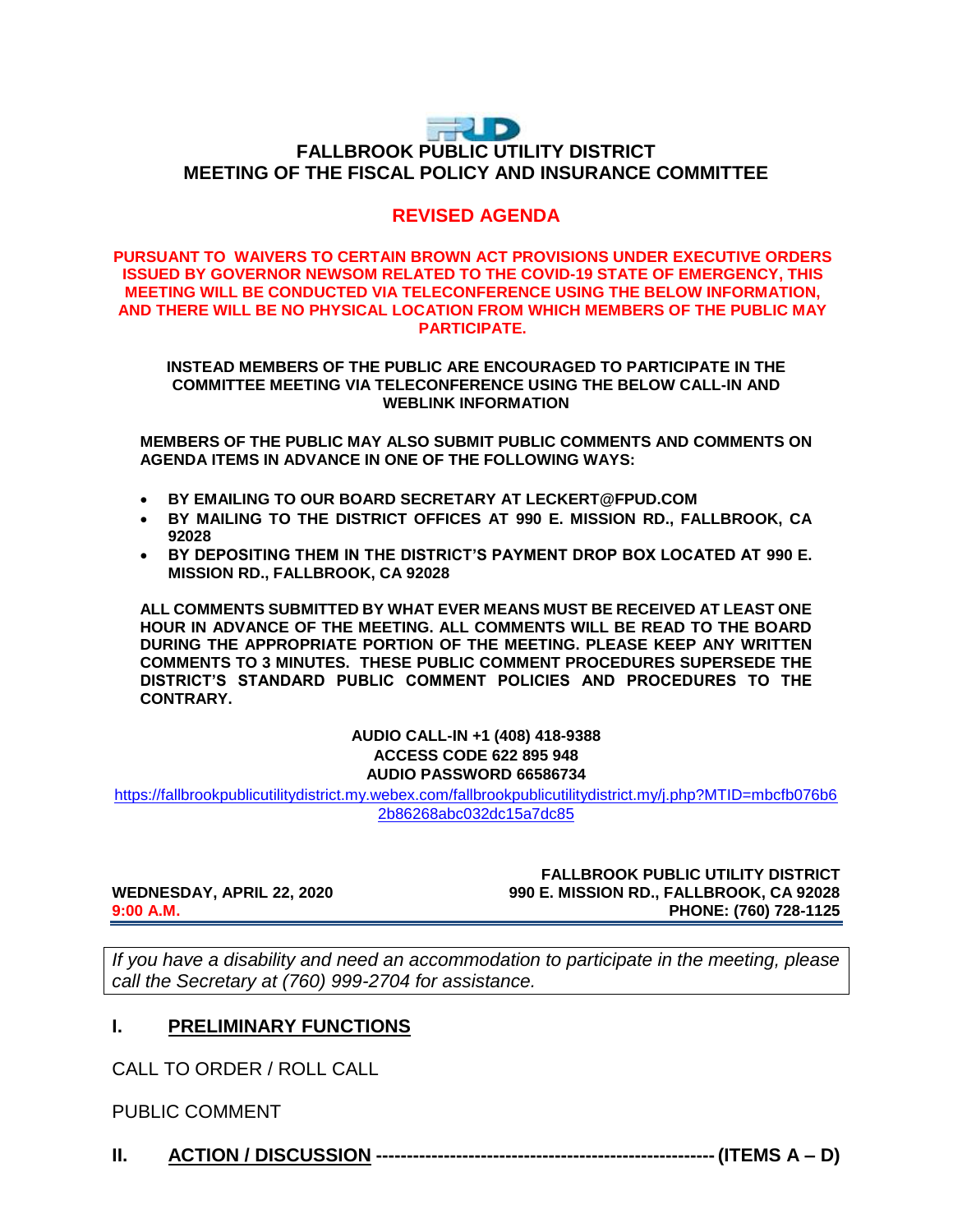# FALLBROOK PUBLIC UTILITY DISTRICT
## MEETING OF THE FISCAL POLICY AND INSURANCE COMMITTEE

## REVISED AGENDA

**PURSUANT TO WAIVERS TO CERTAIN BROWN ACT PROVISIONS UNDER EXECUTIVE ORDERS ISSUED BY GOVERNOR NEWSOM RELATED TO THE COVID-19 STATE OF EMERGENCY, THIS MEETING WILL BE CONDUCTED VIA TELECONFERENCE USING THE BELOW INFORMATION, AND THERE WILL BE NO PHYSICAL LOCATION FROM WHICH MEMBERS OF THE PUBLIC MAY PARTICIPATE.**

**INSTEAD MEMBERS OF THE PUBLIC ARE ENCOURAGED TO PARTICIPATE IN THE COMMITTEE MEETING VIA TELECONFERENCE USING THE BELOW CALL-IN AND WEBLINK INFORMATION**

**MEMBERS OF THE PUBLIC MAY ALSO SUBMIT PUBLIC COMMENTS AND COMMENTS ON AGENDA ITEMS IN ADVANCE IN ONE OF THE FOLLOWING WAYS:**

- **BY EMAILING TO OUR BOARD SECRETARY AT LECKERT@FPUD.COM**
- **BY MAILING TO THE DISTRICT OFFICES AT 990 E. MISSION RD., FALLBROOK, CA 92028**
- **BY DEPOSITING THEM IN THE DISTRICT'S PAYMENT DROP BOX LOCATED AT 990 E. MISSION RD., FALLBROOK, CA 92028**

**ALL COMMENTS SUBMITTED BY WHAT EVER MEANS MUST BE RECEIVED AT LEAST ONE HOUR IN ADVANCE OF THE MEETING. ALL COMMENTS WILL BE READ TO THE BOARD DURING THE APPROPRIATE PORTION OF THE MEETING. PLEASE KEEP ANY WRITTEN COMMENTS TO 3 MINUTES. THESE PUBLIC COMMENT PROCEDURES SUPERSEDE THE DISTRICT'S STANDARD PUBLIC COMMENT POLICIES AND PROCEDURES TO THE CONTRARY.**

**AUDIO CALL-IN +1 (408) 418-9388**
**ACCESS CODE 622 895 948**
**AUDIO PASSWORD 66586734**

https://fallbrookpublicutilitydistrict.my.webex.com/fallbrookpublicutilitydistrict.my/j.php?MTID=mbcfb076b62b86268abc032dc15a7dc85

**WEDNESDAY, APRIL 22, 2020**
**9:00 A.M.**

**FALLBROOK PUBLIC UTILITY DISTRICT**
**990 E. MISSION RD., FALLBROOK, CA 92028**
**PHONE: (760) 728-1125**

*If you have a disability and need an accommodation to participate in the meeting, please call the Secretary at (760) 999-2704 for assistance.*

## I. PRELIMINARY FUNCTIONS

CALL TO ORDER / ROLL CALL

PUBLIC COMMENT

## II. ACTION / DISCUSSION ------------------------------------------------------ (ITEMS A – D)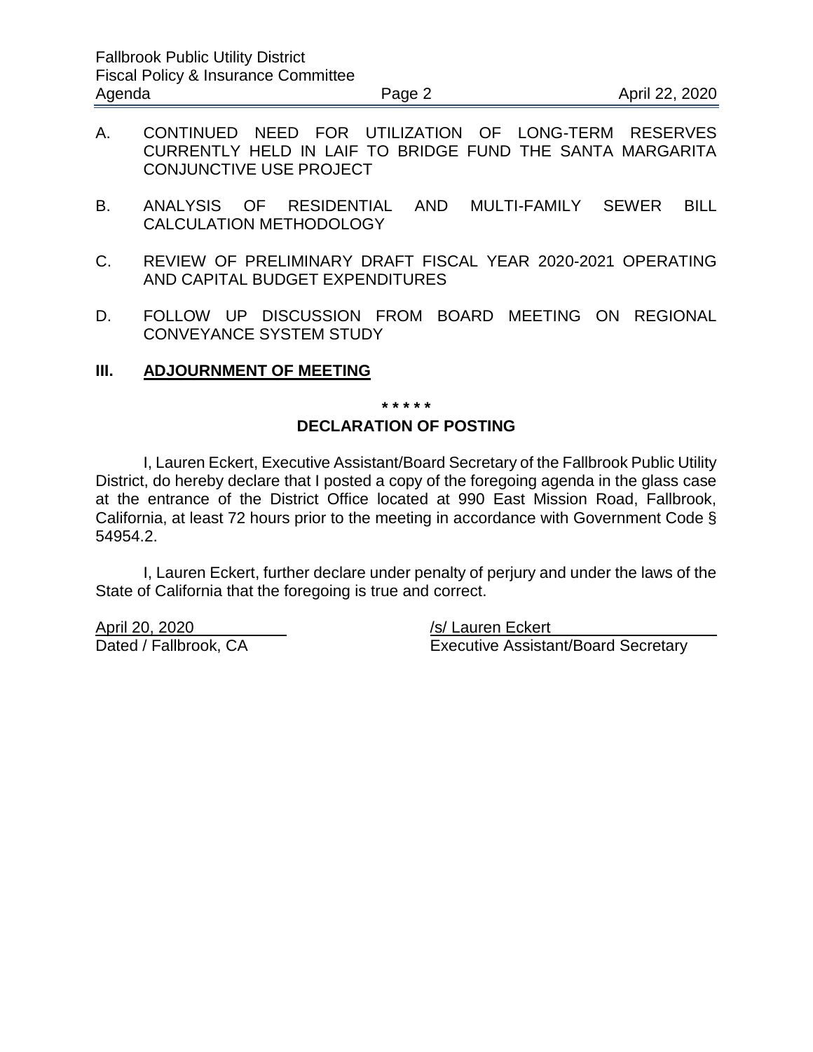A. CONTINUED NEED FOR UTILIZATION OF LONG-TERM RESERVES CURRENTLY HELD IN LAIF TO BRIDGE FUND THE SANTA MARGARITA CONJUNCTIVE USE PROJECT

B. ANALYSIS OF RESIDENTIAL AND MULTI-FAMILY SEWER BILL CALCULATION METHODOLOGY

C. REVIEW OF PRELIMINARY DRAFT FISCAL YEAR 2020-2021 OPERATING AND CAPITAL BUDGET EXPENDITURES

D. FOLLOW UP DISCUSSION FROM BOARD MEETING ON REGIONAL CONVEYANCE SYSTEM STUDY

## III. ADJOURNMENT OF MEETING

\* \* \* \* \*

### DECLARATION OF POSTING

I, Lauren Eckert, Executive Assistant/Board Secretary of the Fallbrook Public Utility District, do hereby declare that I posted a copy of the foregoing agenda in the glass case at the entrance of the District Office located at 990 East Mission Road, Fallbrook, California, at least 72 hours prior to the meeting in accordance with Government Code § 54954.2.

I, Lauren Eckert, further declare under penalty of perjury and under the laws of the State of California that the foregoing is true and correct.

April 20, 2020
Dated / Fallbrook, CA

/s/ Lauren Eckert
Executive Assistant/Board Secretary